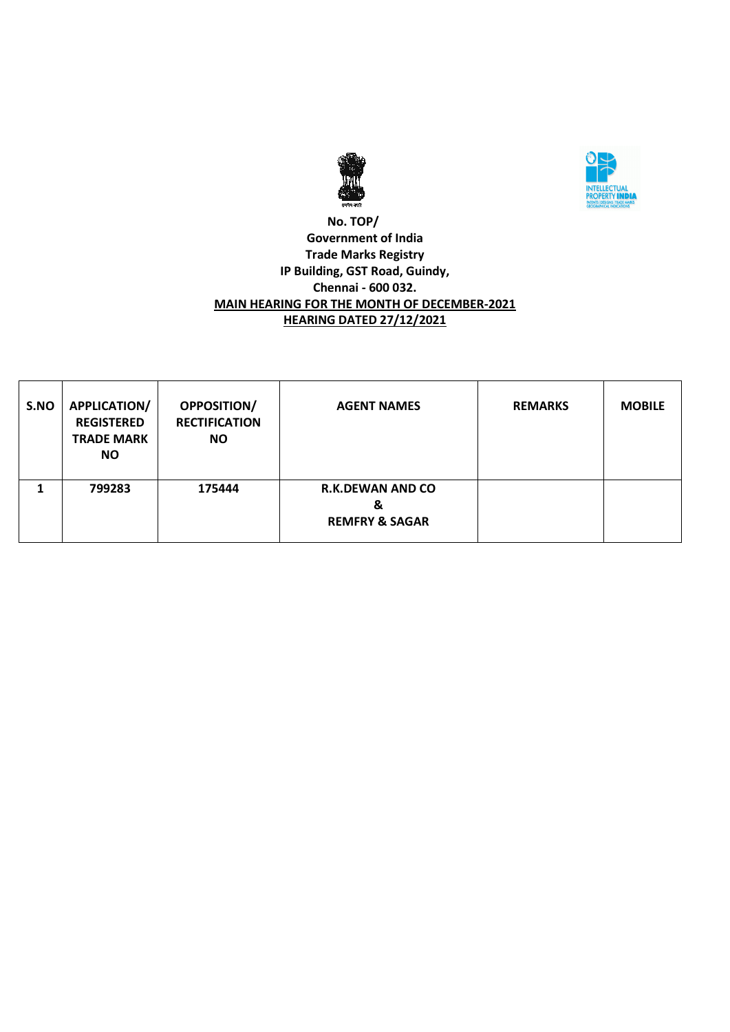**No. TOP/**
**Government of India**
**Trade Marks Registry**
**IP Building, GST Road, Guindy,**
**Chennai - 600 032.**

**MAIN HEARING FOR THE MONTH OF DECEMBER-2021**
**HEARING DATED 27/12/2021**

| S.NO | APPLICATION/ REGISTERED TRADE MARK NO | OPPOSITION/ RECTIFICATION NO | AGENT NAMES | REMARKS | MOBILE |
|---|---|---|---|---|---|
| 1 | 799283 | 175444 | R.K.DEWAN AND CO & REMFRY & SAGAR | | |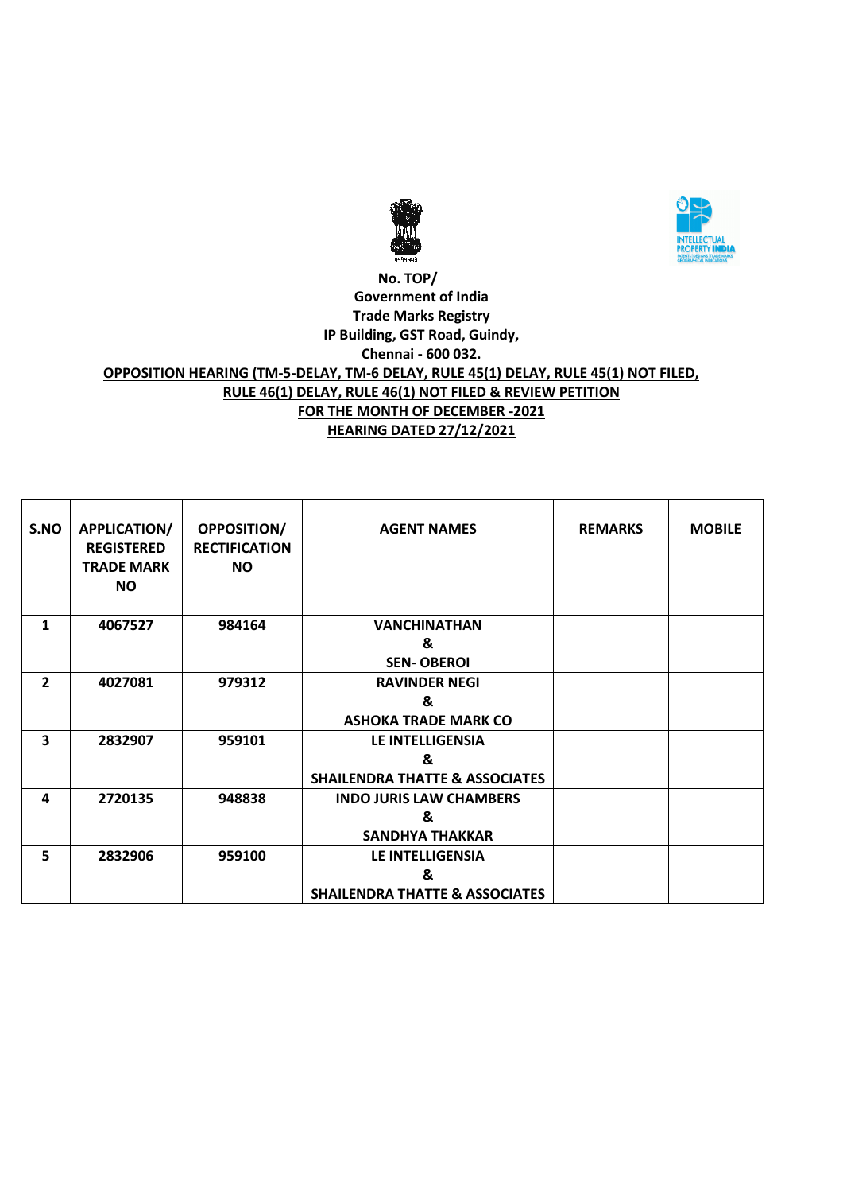**No. TOP/**
**Government of India**
**Trade Marks Registry**
**IP Building, GST Road, Guindy,**
**Chennai - 600 032.**

**OPPOSITION HEARING (TM-5-DELAY, TM-6 DELAY, RULE 45(1) DELAY, RULE 45(1) NOT FILED, RULE 46(1) DELAY, RULE 46(1) NOT FILED & REVIEW PETITION**
**FOR THE MONTH OF DECEMBER -2021**
**HEARING DATED 27/12/2021**

| S.NO | APPLICATION/ REGISTERED TRADE MARK NO | OPPOSITION/ RECTIFICATION NO | AGENT NAMES | REMARKS | MOBILE |
|---|---|---|---|---|---|
| 1 | 4067527 | 984164 | VANCHINATHAN & SEN- OBEROI | | |
| 2 | 4027081 | 979312 | RAVINDER NEGI & ASHOKA TRADE MARK CO | | |
| 3 | 2832907 | 959101 | LE INTELLIGENSIA & SHAILENDRA THATTE & ASSOCIATES | | |
| 4 | 2720135 | 948838 | INDO JURIS LAW CHAMBERS & SANDHYA THAKKAR | | |
| 5 | 2832906 | 959100 | LE INTELLIGENSIA & SHAILENDRA THATTE & ASSOCIATES | | |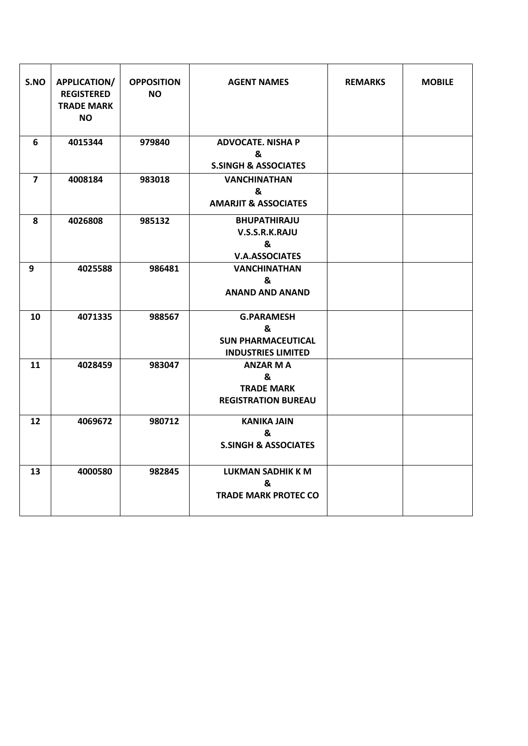| S.NO | APPLICATION/ REGISTERED TRADE MARK NO | OPPOSITION NO | AGENT NAMES | REMARKS | MOBILE |
|---|---|---|---|---|---|
| 6 | 4015344 | 979840 | ADVOCATE. NISHA P & S.SINGH & ASSOCIATES | | |
| 7 | 4008184 | 983018 | VANCHINATHAN & AMARJIT & ASSOCIATES | | |
| 8 | 4026808 | 985132 | BHUPATHIRAJU V.S.S.R.K.RAJU & V.A.ASSOCIATES | | |
| 9 | 4025588 | 986481 | VANCHINATHAN & ANAND AND ANAND | | |
| 10 | 4071335 | 988567 | G.PARAMESH & SUN PHARMACEUTICAL INDUSTRIES LIMITED | | |
| 11 | 4028459 | 983047 | ANZAR M A & TRADE MARK REGISTRATION BUREAU | | |
| 12 | 4069672 | 980712 | KANIKA JAIN & S.SINGH & ASSOCIATES | | |
| 13 | 4000580 | 982845 | LUKMAN SADHIK K M & TRADE MARK PROTEC CO | | |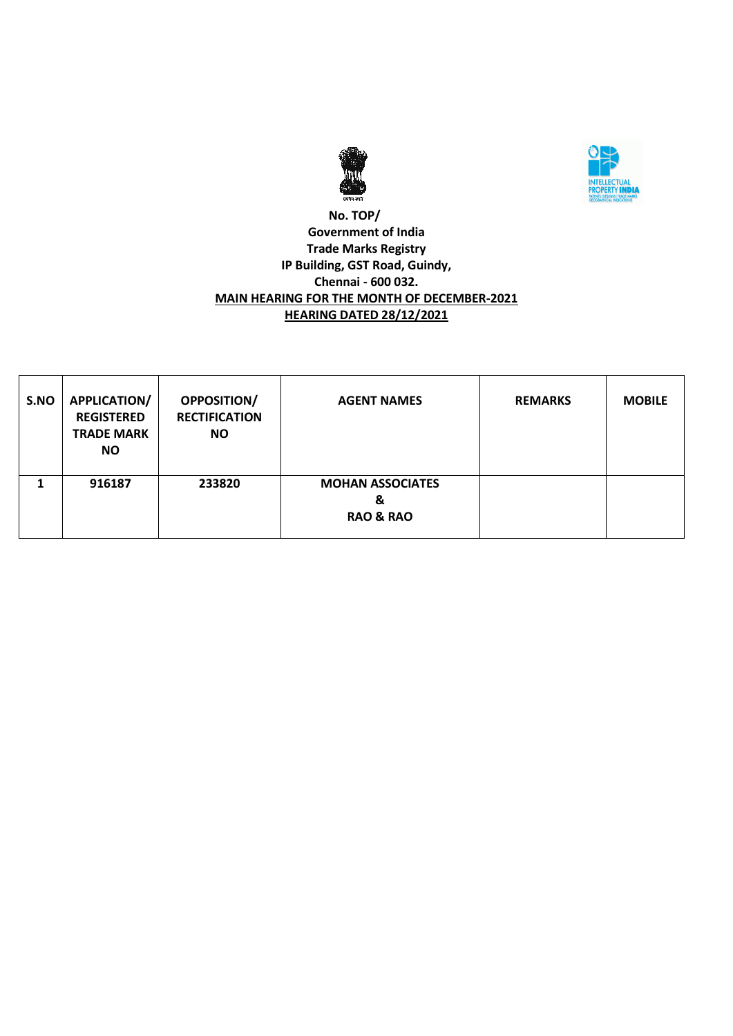**No. TOP/**
**Government of India**
**Trade Marks Registry**
**IP Building, GST Road, Guindy,**
**Chennai - 600 032.**

**MAIN HEARING FOR THE MONTH OF DECEMBER-2021**

**HEARING DATED 28/12/2021**

| S.NO | APPLICATION/ REGISTERED TRADE MARK NO | OPPOSITION/ RECTIFICATION NO | AGENT NAMES | REMARKS | MOBILE |
|---|---|---|---|---|---|
| 1 | 916187 | 233820 | MOHAN ASSOCIATES & RAO & RAO | | |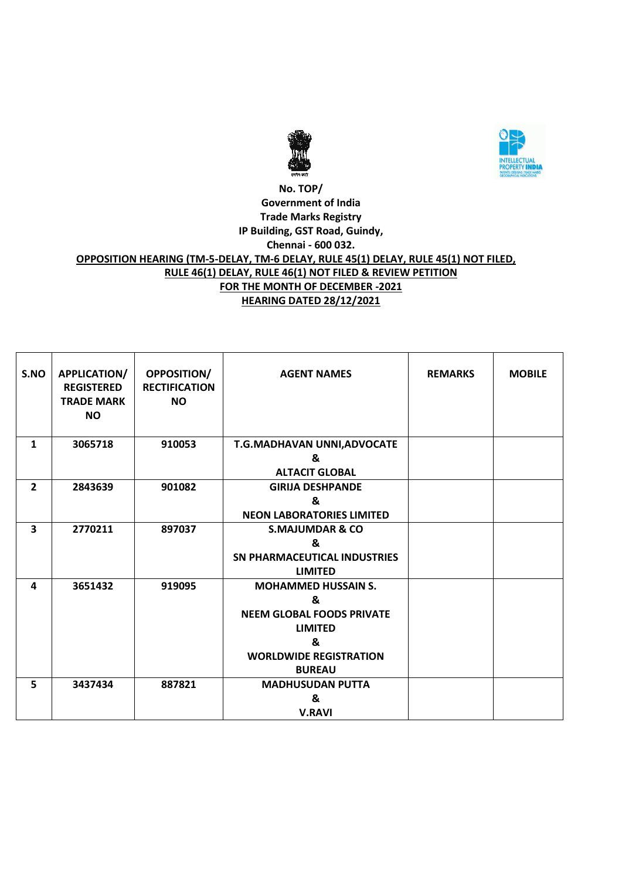**No. TOP/**
**Government of India**
**Trade Marks Registry**
**IP Building, GST Road, Guindy,**
**Chennai - 600 032.**

**OPPOSITION HEARING (TM-5-DELAY, TM-6 DELAY, RULE 45(1) DELAY, RULE 45(1) NOT FILED, RULE 46(1) DELAY, RULE 46(1) NOT FILED & REVIEW PETITION**
**FOR THE MONTH OF DECEMBER -2021**
**HEARING DATED 28/12/2021**

| S.NO | APPLICATION/ REGISTERED TRADE MARK NO | OPPOSITION/ RECTIFICATION NO | AGENT NAMES | REMARKS | MOBILE |
|---|---|---|---|---|---|
| 1 | 3065718 | 910053 | T.G.MADHAVAN UNNI,ADVOCATE & ALTACIT GLOBAL | | |
| 2 | 2843639 | 901082 | GIRIJA DESHPANDE & NEON LABORATORIES LIMITED | | |
| 3 | 2770211 | 897037 | S.MAJUMDAR & CO & SN PHARMACEUTICAL INDUSTRIES LIMITED | | |
| 4 | 3651432 | 919095 | MOHAMMED HUSSAIN S. & NEEM GLOBAL FOODS PRIVATE LIMITED & WORLDWIDE REGISTRATION BUREAU | | |
| 5 | 3437434 | 887821 | MADHUSUDAN PUTTA & V.RAVI | | |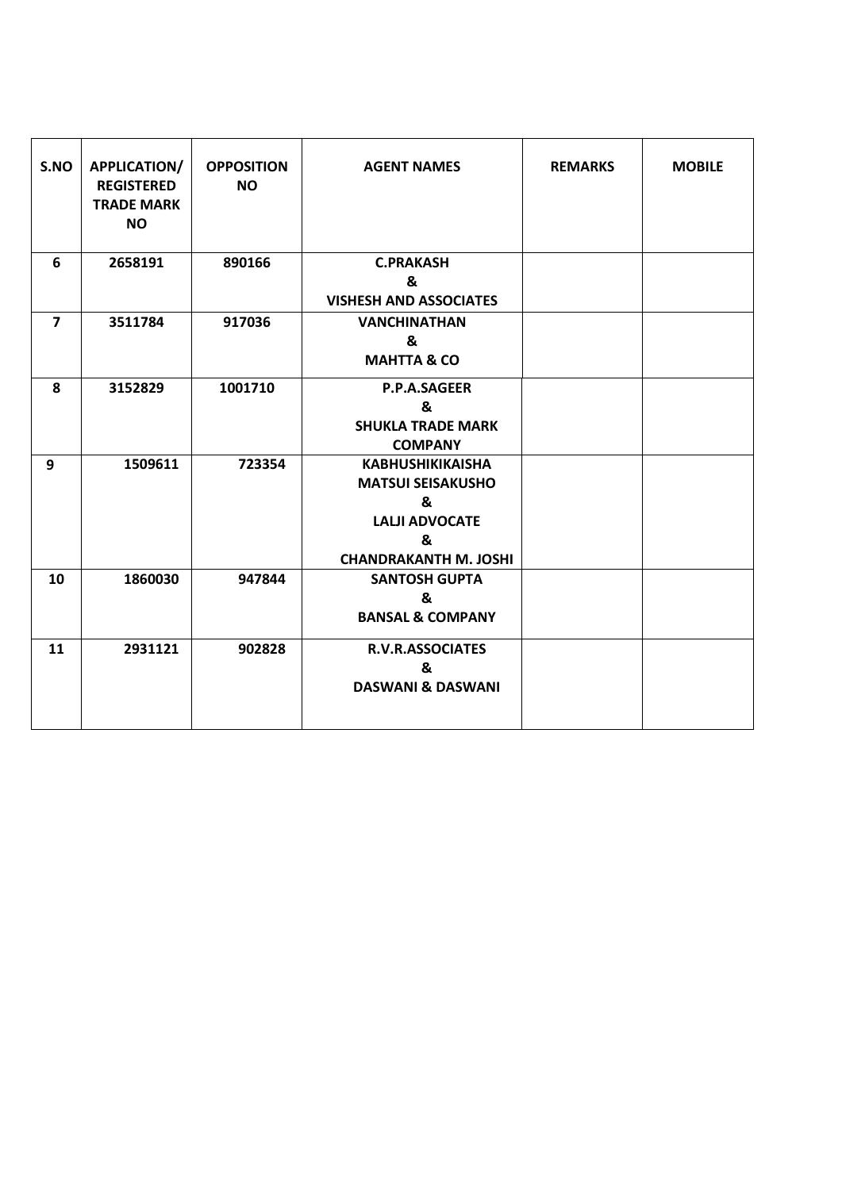| S.NO | APPLICATION/ REGISTERED TRADE MARK NO | OPPOSITION NO | AGENT NAMES | REMARKS | MOBILE |
|---|---|---|---|---|---|
| 6 | 2658191 | 890166 | C.PRAKASH & VISHESH AND ASSOCIATES | | |
| 7 | 3511784 | 917036 | VANCHINATHAN & MAHTTA & CO | | |
| 8 | 3152829 | 1001710 | P.P.A.SAGEER & SHUKLA TRADE MARK COMPANY | | |
| 9 | 1509611 | 723354 | KABHUSHIKIKAISHA MATSUI SEISAKUSHO & LALJI ADVOCATE & CHANDRAKANTH M. JOSHI | | |
| 10 | 1860030 | 947844 | SANTOSH GUPTA & BANSAL & COMPANY | | |
| 11 | 2931121 | 902828 | R.V.R.ASSOCIATES & DASWANI & DASWANI | | |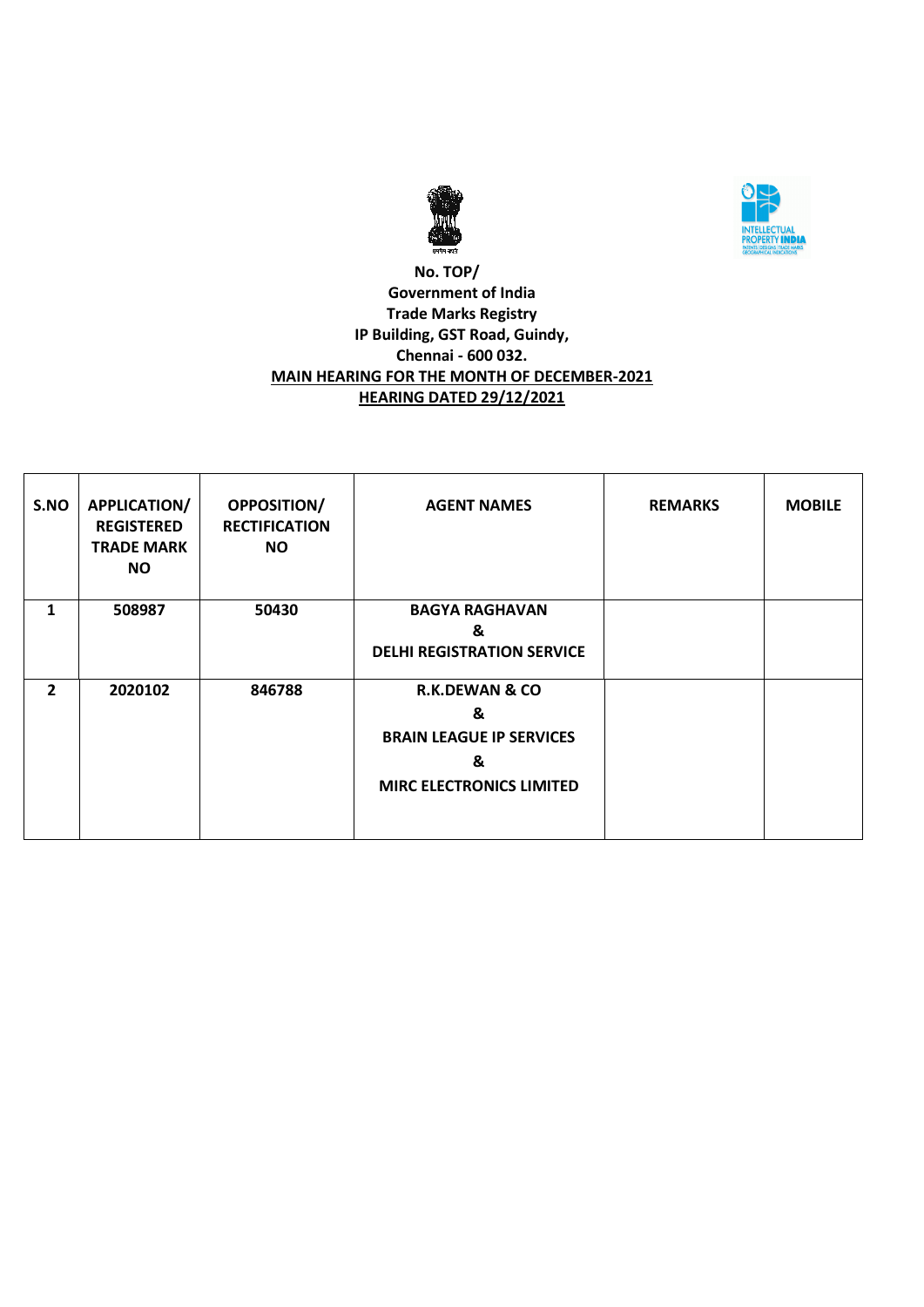**No. TOP/**
**Government of India**
**Trade Marks Registry**
**IP Building, GST Road, Guindy,**
**Chennai - 600 032.**

**MAIN HEARING FOR THE MONTH OF DECEMBER-2021**

**HEARING DATED 29/12/2021**

| S.NO | APPLICATION/ REGISTERED TRADE MARK NO | OPPOSITION/ RECTIFICATION NO | AGENT NAMES | REMARKS | MOBILE |
|---|---|---|---|---|---|
| 1 | 508987 | 50430 | BAGYA RAGHAVAN & DELHI REGISTRATION SERVICE | | |
| 2 | 2020102 | 846788 | R.K.DEWAN & CO & BRAIN LEAGUE IP SERVICES & MIRC ELECTRONICS LIMITED | | |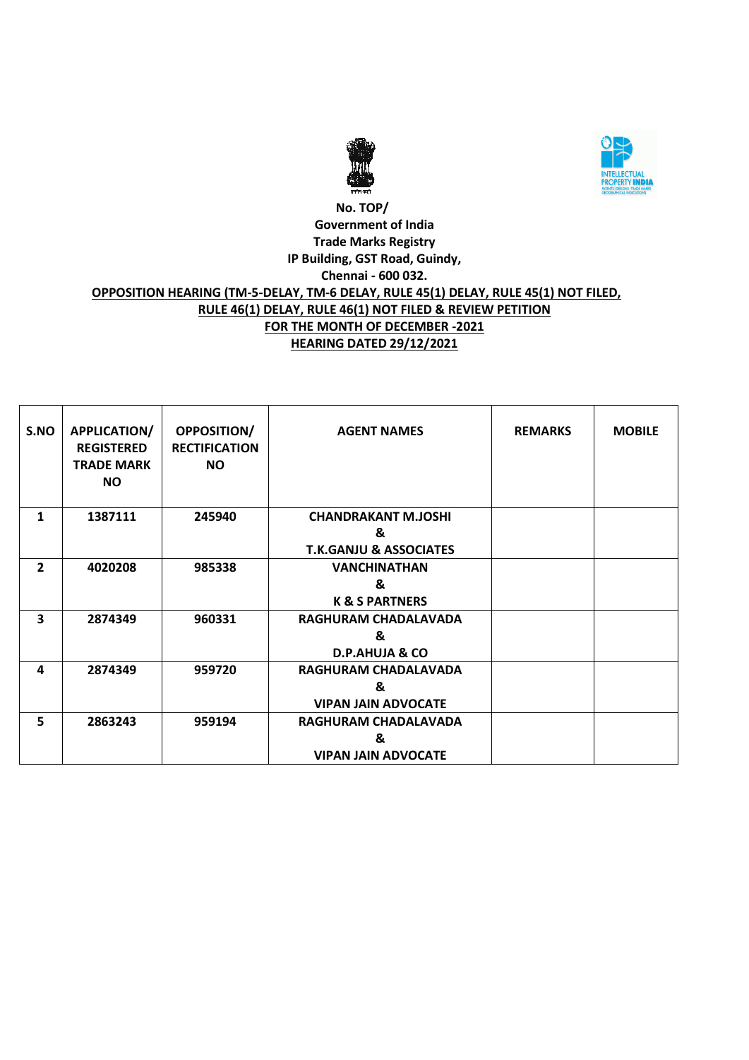**No. TOP/**

**Government of India**

**Trade Marks Registry**

**IP Building, GST Road, Guindy,**

**Chennai - 600 032.**

**OPPOSITION HEARING (TM-5-DELAY, TM-6 DELAY, RULE 45(1) DELAY, RULE 45(1) NOT FILED, RULE 46(1) DELAY, RULE 46(1) NOT FILED & REVIEW PETITION**

**FOR THE MONTH OF DECEMBER -2021**

**HEARING DATED 29/12/2021**

| S.NO | APPLICATION/ REGISTERED TRADE MARK NO | OPPOSITION/ RECTIFICATION NO | AGENT NAMES | REMARKS | MOBILE |
|---|---|---|---|---|---|
| 1 | 1387111 | 245940 | CHANDRAKANT M.JOSHI & T.K.GANJU & ASSOCIATES | | |
| 2 | 4020208 | 985338 | VANCHINATHAN & K & S PARTNERS | | |
| 3 | 2874349 | 960331 | RAGHURAM CHADALAVADA & D.P.AHUJA & CO | | |
| 4 | 2874349 | 959720 | RAGHURAM CHADALAVADA & VIPAN JAIN ADVOCATE | | |
| 5 | 2863243 | 959194 | RAGHURAM CHADALAVADA & VIPAN JAIN ADVOCATE | | |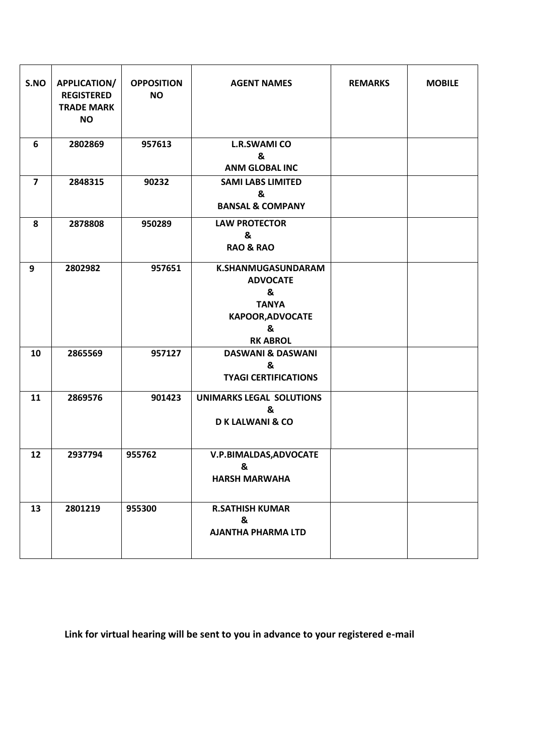| S.NO | APPLICATION/ REGISTERED TRADE MARK NO | OPPOSITION NO | AGENT NAMES | REMARKS | MOBILE |
|---|---|---|---|---|---|
| 6 | 2802869 | 957613 | L.R.SWAMI CO & ANM GLOBAL INC | | |
| 7 | 2848315 | 90232 | SAMI LABS LIMITED & BANSAL & COMPANY | | |
| 8 | 2878808 | 950289 | LAW PROTECTOR & RAO & RAO | | |
| 9 | 2802982 | 957651 | K.SHANMUGASUNDARAM ADVOCATE & TANYA KAPOOR,ADVOCATE & RK ABROL | | |
| 10 | 2865569 | 957127 | DASWANI & DASWANI & TYAGI CERTIFICATIONS | | |
| 11 | 2869576 | 901423 | UNIMARKS LEGAL SOLUTIONS & D K LALWANI & CO | | |
| 12 | 2937794 | 955762 | V.P.BIMALDAS,ADVOCATE & HARSH MARWAHA | | |
| 13 | 2801219 | 955300 | R.SATHISH KUMAR & AJANTHA PHARMA LTD | | |

**Link for virtual hearing will be sent to you in advance to your registered e-mail**